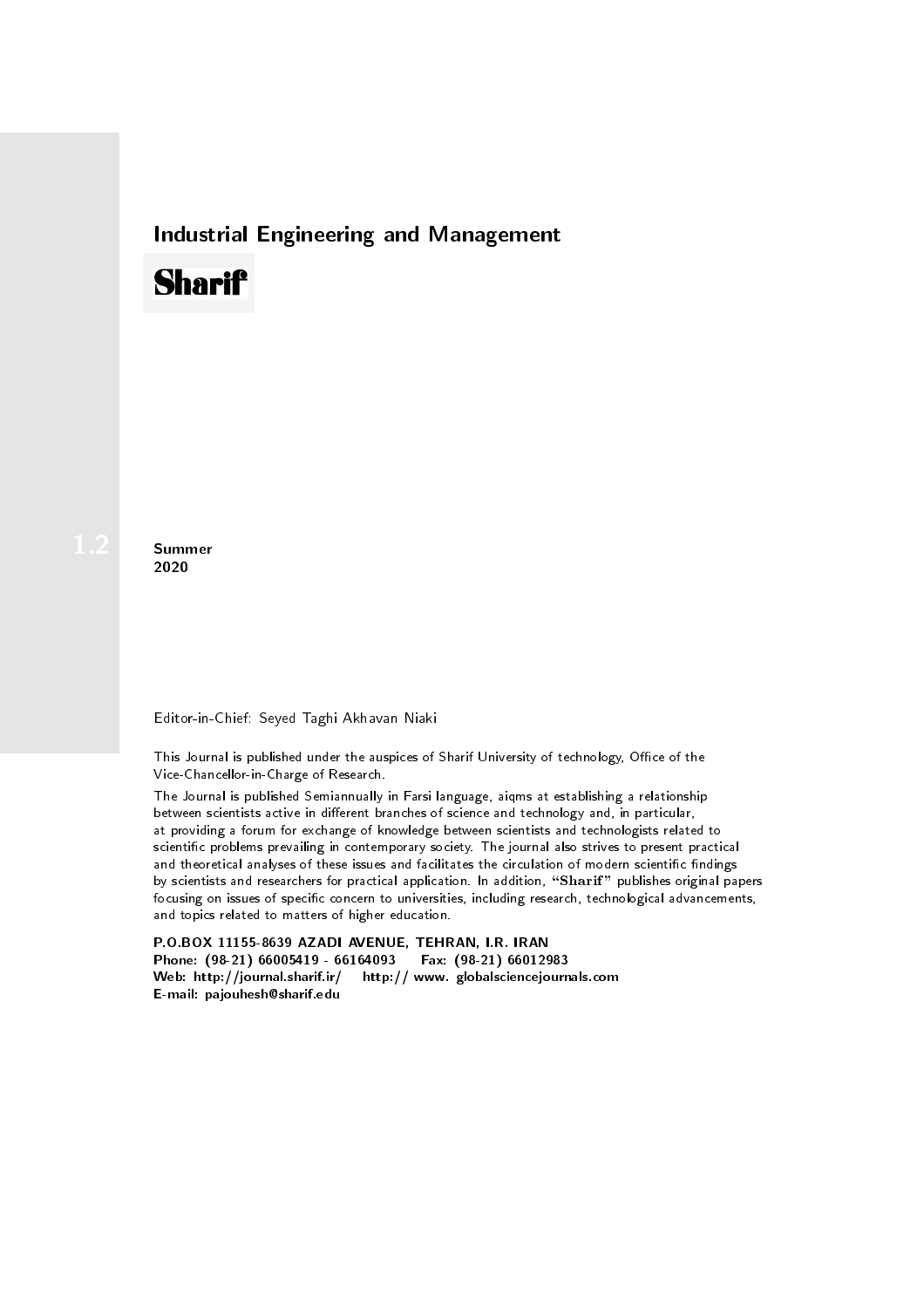# Industrial Engineering and Management

**Sharif**

1.2

**Summer**
**2020**

Editor-in-Chief: Seyed Taghi Akhavan Niaki

This Journal is published under the auspices of Sharif University of technology, Office of the Vice-Chancellor-in-Charge of Research.

The Journal is published Semiannually in Farsi language, aiqms at establishing a relationship between scientists active in different branches of science and technology and, in particular, at providing a forum for exchange of knowledge between scientists and technologists related to scientific problems prevailing in contemporary society. The journal also strives to present practical and theoretical analyses of these issues and facilitates the circulation of modern scientific findings by scientists and researchers for practical application. In addition, "**Sharif**" publishes original papers focusing on issues of specific concern to universities, including research, technological advancements, and topics related to matters of higher education.

**P.O.BOX 11155-8639 AZADI AVENUE, TEHRAN, I.R. IRAN**
**Phone: (98-21) 66005419 - 66164093 Fax: (98-21) 66012983**
**Web: http://journal.sharif.ir/ http:// www. globalsciencejournals.com**
**E-mail: pajouhesh@sharif.edu**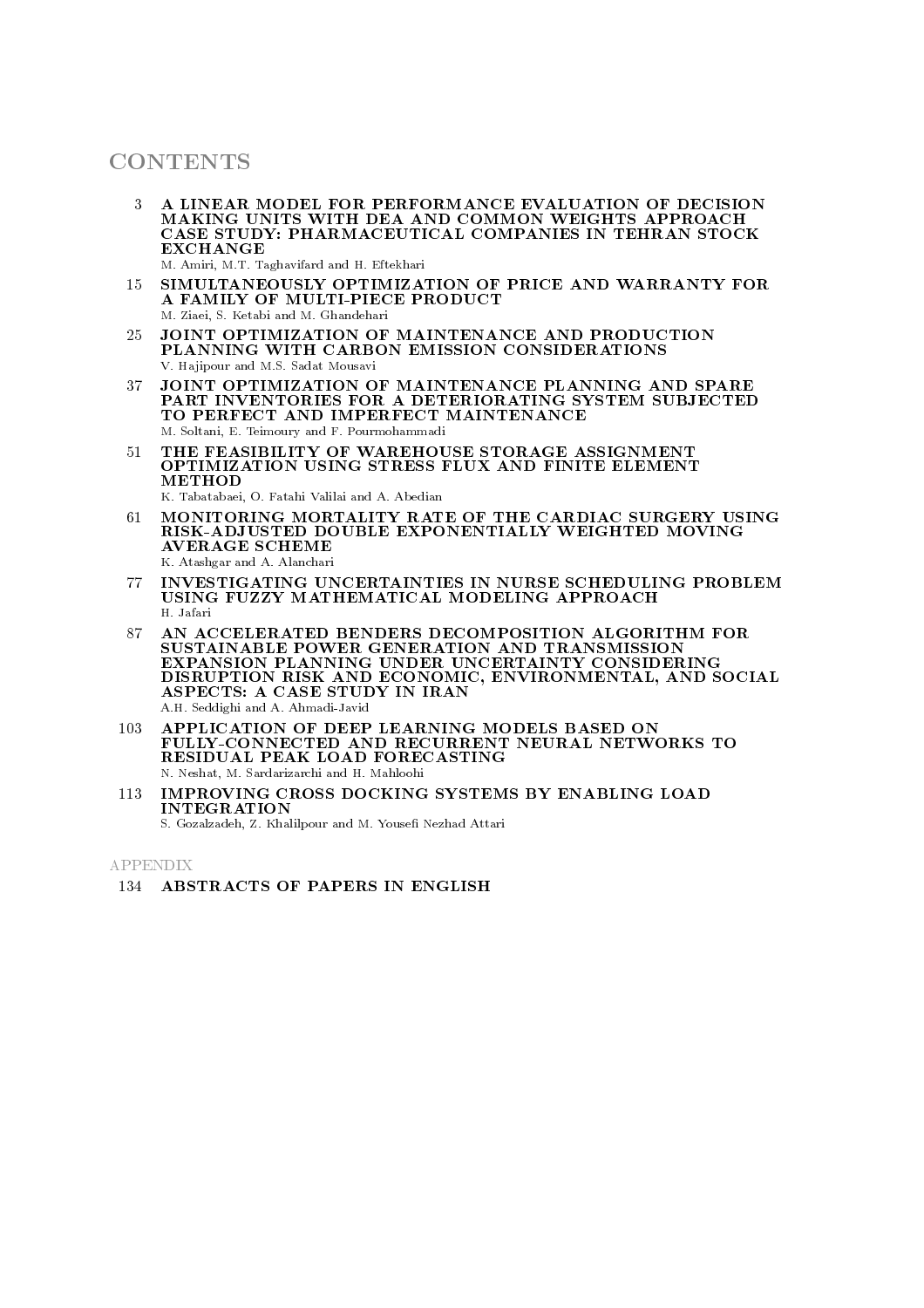# CONTENTS

3 **A LINEAR MODEL FOR PERFORMANCE EVALUATION OF DECISION MAKING UNITS WITH DEA AND COMMON WEIGHTS APPROACH CASE STUDY: PHARMACEUTICAL COMPANIES IN TEHRAN STOCK EXCHANGE**
M. Amiri, M.T. Taghavifard and H. Eftekhari

15 **SIMULTANEOUSLY OPTIMIZATION OF PRICE AND WARRANTY FOR A FAMILY OF MULTI-PIECE PRODUCT**
M. Ziaei, S. Ketabi and M. Ghandehari

25 **JOINT OPTIMIZATION OF MAINTENANCE AND PRODUCTION PLANNING WITH CARBON EMISSION CONSIDERATIONS**
V. Hajipour and M.S. Sadat Mousavi

37 **JOINT OPTIMIZATION OF MAINTENANCE PLANNING AND SPARE PART INVENTORIES FOR A DETERIORATING SYSTEM SUBJECTED TO PERFECT AND IMPERFECT MAINTENANCE**
M. Soltani, E. Teimoury and F. Pourmohammadi

51 **THE FEASIBILITY OF WAREHOUSE STORAGE ASSIGNMENT OPTIMIZATION USING STRESS FLUX AND FINITE ELEMENT METHOD**
K. Tabatabaei, O. Fatahi Valilai and A. Abedian

61 **MONITORING MORTALITY RATE OF THE CARDIAC SURGERY USING RISK-ADJUSTED DOUBLE EXPONENTIALLY WEIGHTED MOVING AVERAGE SCHEME**
K. Atashgar and A. Alanchari

77 **INVESTIGATING UNCERTAINTIES IN NURSE SCHEDULING PROBLEM USING FUZZY MATHEMATICAL MODELING APPROACH**
H. Jafari

87 **AN ACCELERATED BENDERS DECOMPOSITION ALGORITHM FOR SUSTAINABLE POWER GENERATION AND TRANSMISSION EXPANSION PLANNING UNDER UNCERTAINTY CONSIDERING DISRUPTION RISK AND ECONOMIC, ENVIRONMENTAL, AND SOCIAL ASPECTS: A CASE STUDY IN IRAN**
A.H. Seddighi and A. Ahmadi-Javid

103 **APPLICATION OF DEEP LEARNING MODELS BASED ON FULLY-CONNECTED AND RECURRENT NEURAL NETWORKS TO RESIDUAL PEAK LOAD FORECASTING**
N. Neshat, M. Sardarizarchi and H. Mahloohi

113 **IMPROVING CROSS DOCKING SYSTEMS BY ENABLING LOAD INTEGRATION**
S. Gozalzadeh, Z. Khalilpour and M. Yousefi Nezhad Attari

## APPENDIX

134 **ABSTRACTS OF PAPERS IN ENGLISH**